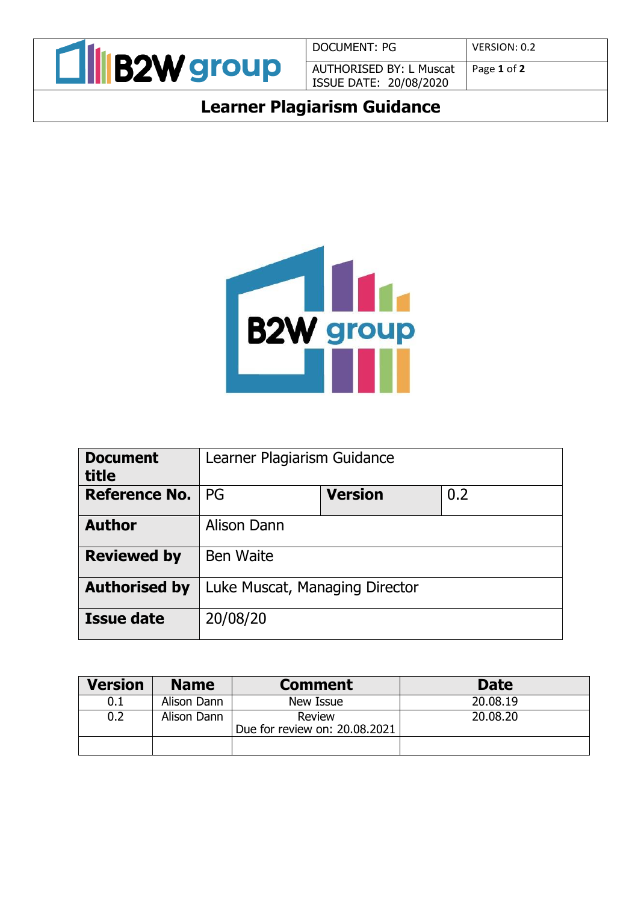# Learner Plagiarism Guidance

| Document title | Learner Plagiarism Guidance | | |
|---|---|---|---|
| **Reference No.** | PG | **Version** | 0.2 |
| **Author** | Alison Dann | | |
| **Reviewed by** | Ben Waite | | |
| **Authorised by** | Luke Muscat, Managing Director | | |
| **Issue date** | 20/08/20 | | |

| Version | Name | Comment | Date |
|---|---|---|---|
| 0.1 | Alison Dann | New Issue | 20.08.19 |
| 0.2 | Alison Dann | Review<br>Due for review on: 20.08.2021 | 20.08.20 |
| | | | |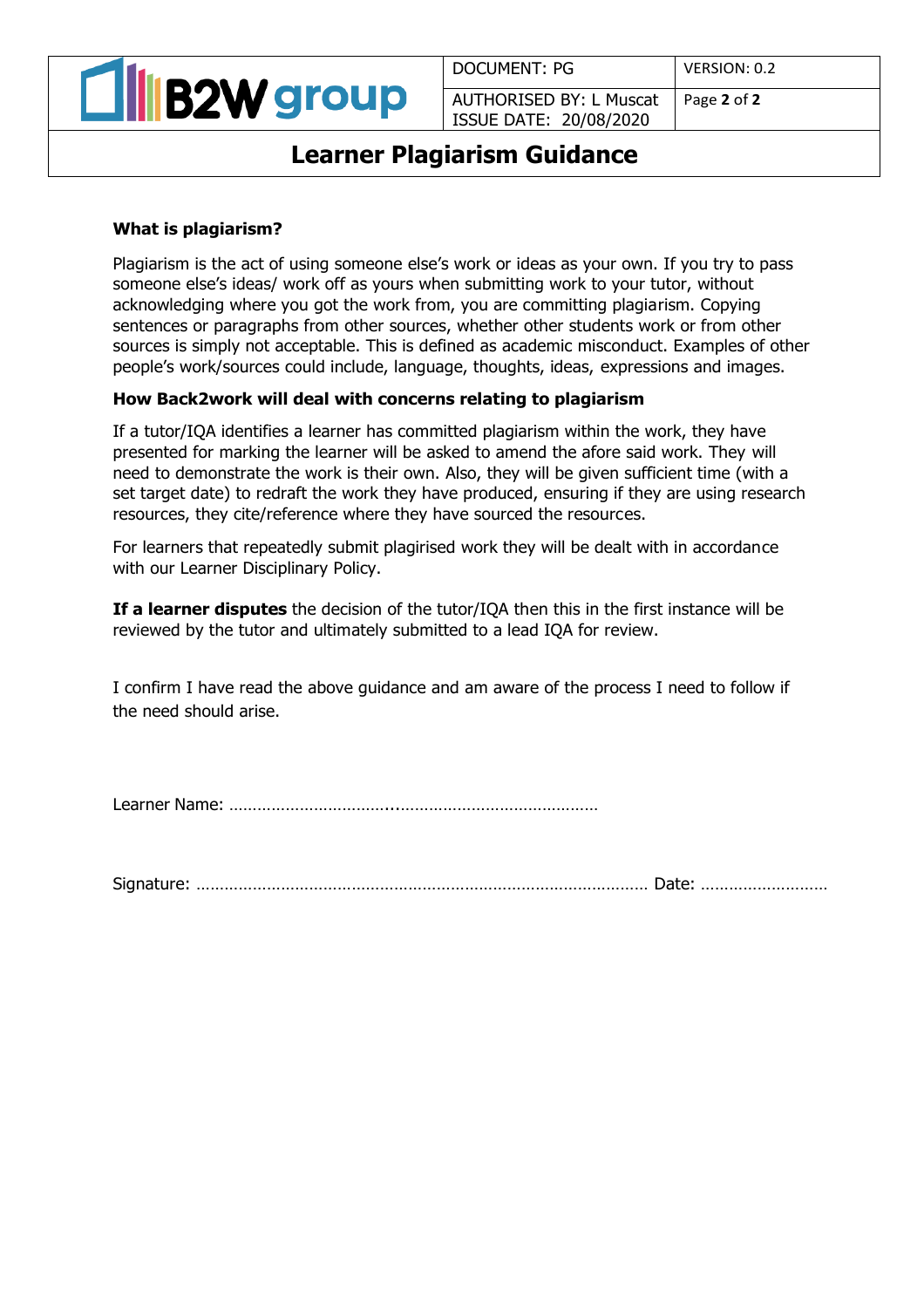# Learner Plagiarism Guidance

**What is plagiarism?**

Plagiarism is the act of using someone else's work or ideas as your own. If you try to pass someone else's ideas/ work off as yours when submitting work to your tutor, without acknowledging where you got the work from, you are committing plagiarism. Copying sentences or paragraphs from other sources, whether other students work or from other sources is simply not acceptable. This is defined as academic misconduct. Examples of other people's work/sources could include, language, thoughts, ideas, expressions and images.

**How Back2work will deal with concerns relating to plagiarism**

If a tutor/IQA identifies a learner has committed plagiarism within the work, they have presented for marking the learner will be asked to amend the afore said work. They will need to demonstrate the work is their own. Also, they will be given sufficient time (with a set target date) to redraft the work they have produced, ensuring if they are using research resources, they cite/reference where they have sourced the resources.

For learners that repeatedly submit plagirised work they will be dealt with in accordance with our Learner Disciplinary Policy.

**If a learner disputes** the decision of the tutor/IQA then this in the first instance will be reviewed by the tutor and ultimately submitted to a lead IQA for review.

I confirm I have read the above guidance and am aware of the process I need to follow if the need should arise.

Learner Name: ………………………………………………………………………

Signature: …………………………………………………………………………………… Date: ………………………